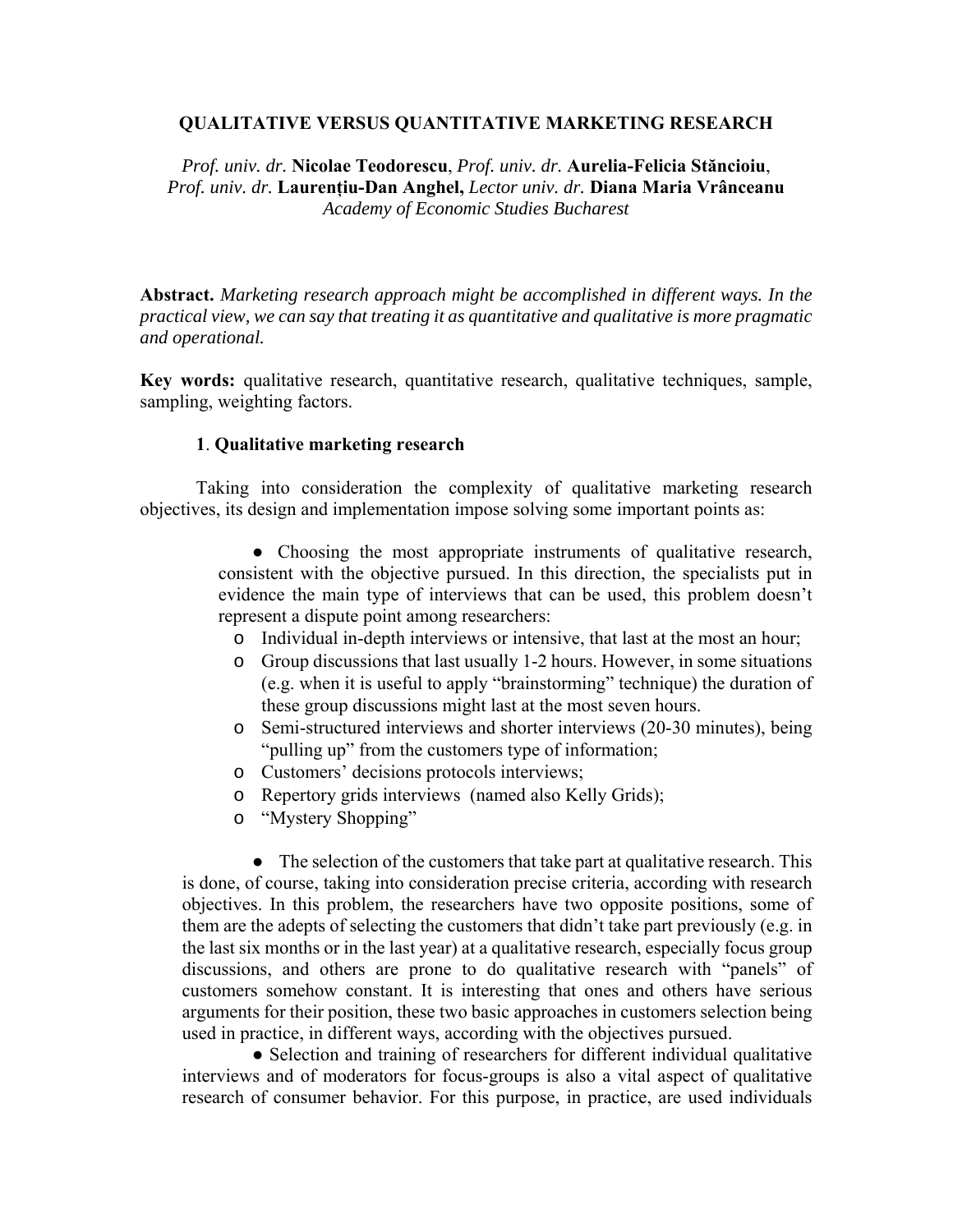# QUALITATIVE VERSUS QUANTITATIVE MARKETING RESEARCH

*Prof. univ. dr.* **Nicolae Teodorescu**, *Prof. univ. dr.* **Aurelia-Felicia Stăncioiu**,
*Prof. univ. dr.* **Laurențiu-Dan Anghel,** *Lector univ. dr.* **Diana Maria Vrânceanu**
*Academy of Economic Studies Bucharest*

**Abstract.** *Marketing research approach might be accomplished in different ways. In the practical view, we can say that treating it as quantitative and qualitative is more pragmatic and operational.*

**Key words:** qualitative research, quantitative research, qualitative techniques, sample, sampling, weighting factors.

## 1. Qualitative marketing research

Taking into consideration the complexity of qualitative marketing research objectives, its design and implementation impose solving some important points as:

- Choosing the most appropriate instruments of qualitative research, consistent with the objective pursued. In this direction, the specialists put in evidence the main type of interviews that can be used, this problem doesn't represent a dispute point among researchers:
  - Individual in-depth interviews or intensive, that last at the most an hour;
  - Group discussions that last usually 1-2 hours. However, in some situations (e.g. when it is useful to apply "brainstorming" technique) the duration of these group discussions might last at the most seven hours.
  - Semi-structured interviews and shorter interviews (20-30 minutes), being "pulling up" from the customers type of information;
  - Customers' decisions protocols interviews;
  - Repertory grids interviews (named also Kelly Grids);
  - "Mystery Shopping"

- The selection of the customers that take part at qualitative research. This is done, of course, taking into consideration precise criteria, according with research objectives. In this problem, the researchers have two opposite positions, some of them are the adepts of selecting the customers that didn't take part previously (e.g. in the last six months or in the last year) at a qualitative research, especially focus group discussions, and others are prone to do qualitative research with "panels" of customers somehow constant. It is interesting that ones and others have serious arguments for their position, these two basic approaches in customers selection being used in practice, in different ways, according with the objectives pursued.

- Selection and training of researchers for different individual qualitative interviews and of moderators for focus-groups is also a vital aspect of qualitative research of consumer behavior. For this purpose, in practice, are used individuals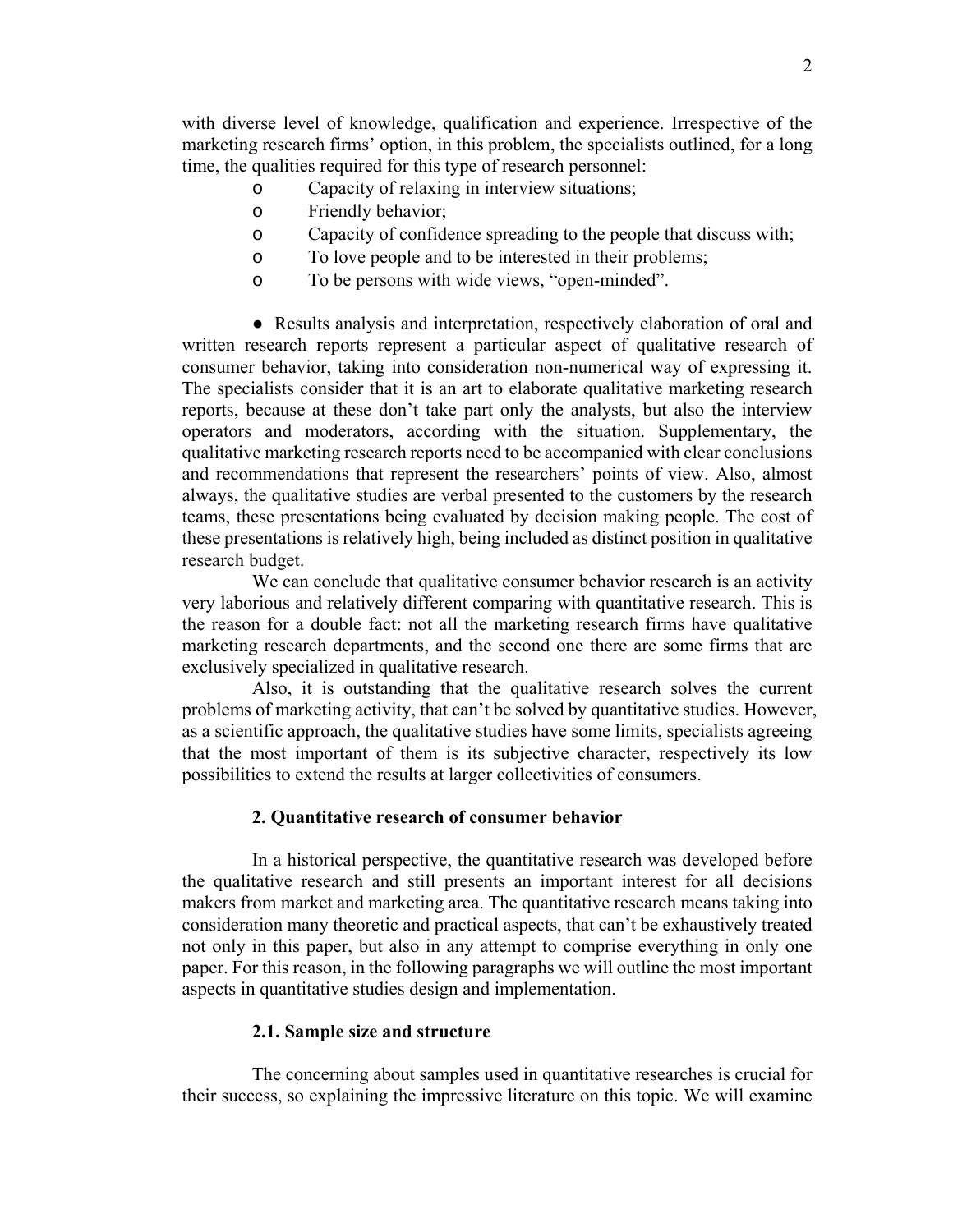with diverse level of knowledge, qualification and experience. Irrespective of the marketing research firms' option, in this problem, the specialists outlined, for a long time, the qualities required for this type of research personnel:

- Capacity of relaxing in interview situations;
- Friendly behavior;
- Capacity of confidence spreading to the people that discuss with;
- To love people and to be interested in their problems;
- To be persons with wide views, "open-minded".

● Results analysis and interpretation, respectively elaboration of oral and written research reports represent a particular aspect of qualitative research of consumer behavior, taking into consideration non-numerical way of expressing it. The specialists consider that it is an art to elaborate qualitative marketing research reports, because at these don't take part only the analysts, but also the interview operators and moderators, according with the situation. Supplementary, the qualitative marketing research reports need to be accompanied with clear conclusions and recommendations that represent the researchers' points of view. Also, almost always, the qualitative studies are verbal presented to the customers by the research teams, these presentations being evaluated by decision making people. The cost of these presentations is relatively high, being included as distinct position in qualitative research budget.

We can conclude that qualitative consumer behavior research is an activity very laborious and relatively different comparing with quantitative research. This is the reason for a double fact: not all the marketing research firms have qualitative marketing research departments, and the second one there are some firms that are exclusively specialized in qualitative research.

Also, it is outstanding that the qualitative research solves the current problems of marketing activity, that can't be solved by quantitative studies. However, as a scientific approach, the qualitative studies have some limits, specialists agreeing that the most important of them is its subjective character, respectively its low possibilities to extend the results at larger collectivities of consumers.

## 2. Quantitative research of consumer behavior

In a historical perspective, the quantitative research was developed before the qualitative research and still presents an important interest for all decisions makers from market and marketing area. The quantitative research means taking into consideration many theoretic and practical aspects, that can't be exhaustively treated not only in this paper, but also in any attempt to comprise everything in only one paper. For this reason, in the following paragraphs we will outline the most important aspects in quantitative studies design and implementation.

### 2.1. Sample size and structure

The concerning about samples used in quantitative researches is crucial for their success, so explaining the impressive literature on this topic. We will examine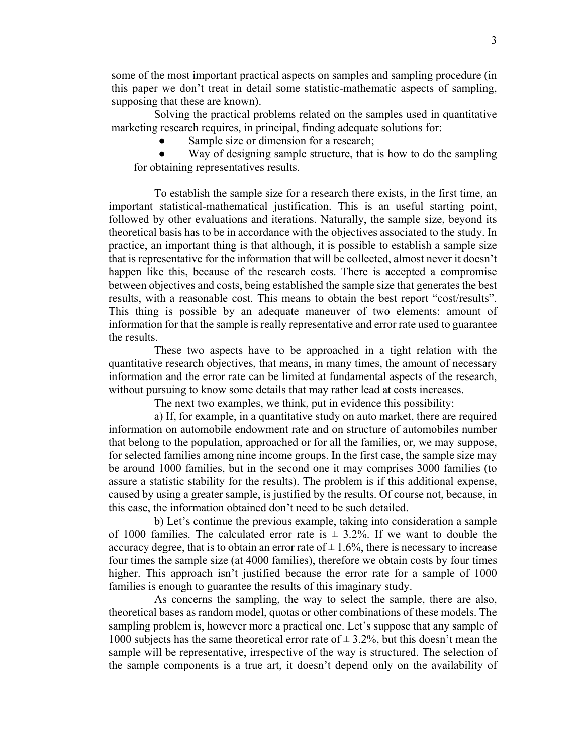some of the most important practical aspects on samples and sampling procedure (in this paper we don't treat in detail some statistic-mathematic aspects of sampling, supposing that these are known).

Solving the practical problems related on the samples used in quantitative marketing research requires, in principal, finding adequate solutions for:

- Sample size or dimension for a research;
- Way of designing sample structure, that is how to do the sampling for obtaining representatives results.

To establish the sample size for a research there exists, in the first time, an important statistical-mathematical justification. This is an useful starting point, followed by other evaluations and iterations. Naturally, the sample size, beyond its theoretical basis has to be in accordance with the objectives associated to the study. In practice, an important thing is that although, it is possible to establish a sample size that is representative for the information that will be collected, almost never it doesn't happen like this, because of the research costs. There is accepted a compromise between objectives and costs, being established the sample size that generates the best results, with a reasonable cost. This means to obtain the best report "cost/results". This thing is possible by an adequate maneuver of two elements: amount of information for that the sample is really representative and error rate used to guarantee the results.

These two aspects have to be approached in a tight relation with the quantitative research objectives, that means, in many times, the amount of necessary information and the error rate can be limited at fundamental aspects of the research, without pursuing to know some details that may rather lead at costs increases.

The next two examples, we think, put in evidence this possibility:

a) If, for example, in a quantitative study on auto market, there are required information on automobile endowment rate and on structure of automobiles number that belong to the population, approached or for all the families, or, we may suppose, for selected families among nine income groups. In the first case, the sample size may be around 1000 families, but in the second one it may comprises 3000 families (to assure a statistic stability for the results). The problem is if this additional expense, caused by using a greater sample, is justified by the results. Of course not, because, in this case, the information obtained don't need to be such detailed.

b) Let's continue the previous example, taking into consideration a sample of 1000 families. The calculated error rate is ± 3.2%. If we want to double the accuracy degree, that is to obtain an error rate of ± 1.6%, there is necessary to increase four times the sample size (at 4000 families), therefore we obtain costs by four times higher. This approach isn't justified because the error rate for a sample of 1000 families is enough to guarantee the results of this imaginary study.

As concerns the sampling, the way to select the sample, there are also, theoretical bases as random model, quotas or other combinations of these models. The sampling problem is, however more a practical one. Let's suppose that any sample of 1000 subjects has the same theoretical error rate of ± 3.2%, but this doesn't mean the sample will be representative, irrespective of the way is structured. The selection of the sample components is a true art, it doesn't depend only on the availability of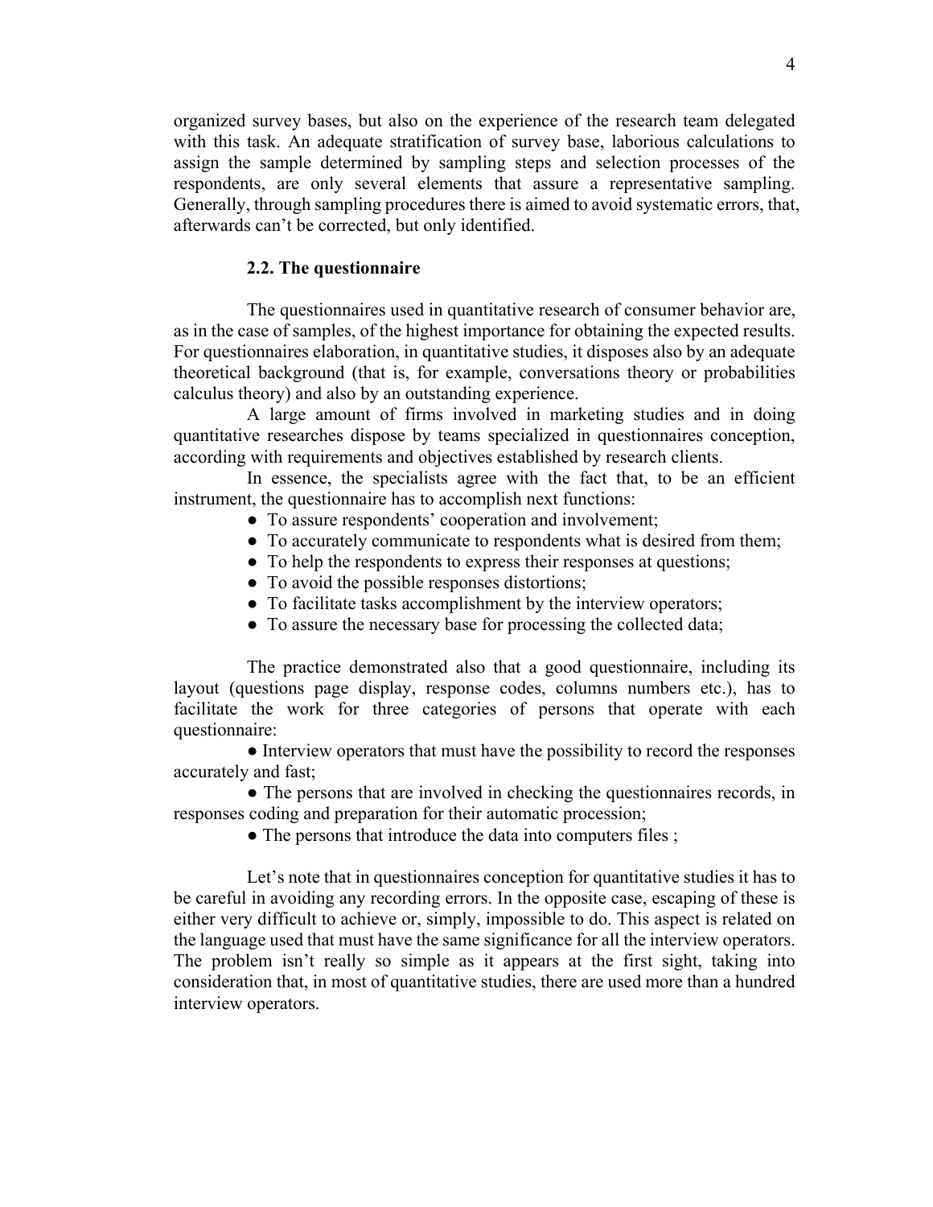organized survey bases, but also on the experience of the research team delegated with this task. An adequate stratification of survey base, laborious calculations to assign the sample determined by sampling steps and selection processes of the respondents, are only several elements that assure a representative sampling. Generally, through sampling procedures there is aimed to avoid systematic errors, that, afterwards can't be corrected, but only identified.

### 2.2. The questionnaire

The questionnaires used in quantitative research of consumer behavior are, as in the case of samples, of the highest importance for obtaining the expected results. For questionnaires elaboration, in quantitative studies, it disposes also by an adequate theoretical background (that is, for example, conversations theory or probabilities calculus theory) and also by an outstanding experience.

A large amount of firms involved in marketing studies and in doing quantitative researches dispose by teams specialized in questionnaires conception, according with requirements and objectives established by research clients.

In essence, the specialists agree with the fact that, to be an efficient instrument, the questionnaire has to accomplish next functions:

- To assure respondents' cooperation and involvement;
- To accurately communicate to respondents what is desired from them;
- To help the respondents to express their responses at questions;
- To avoid the possible responses distortions;
- To facilitate tasks accomplishment by the interview operators;
- To assure the necessary base for processing the collected data;

The practice demonstrated also that a good questionnaire, including its layout (questions page display, response codes, columns numbers etc.), has to facilitate the work for three categories of persons that operate with each questionnaire:

- Interview operators that must have the possibility to record the responses accurately and fast;
- The persons that are involved in checking the questionnaires records, in responses coding and preparation for their automatic procession;
- The persons that introduce the data into computers files ;

Let's note that in questionnaires conception for quantitative studies it has to be careful in avoiding any recording errors. In the opposite case, escaping of these is either very difficult to achieve or, simply, impossible to do. This aspect is related on the language used that must have the same significance for all the interview operators. The problem isn't really so simple as it appears at the first sight, taking into consideration that, in most of quantitative studies, there are used more than a hundred interview operators.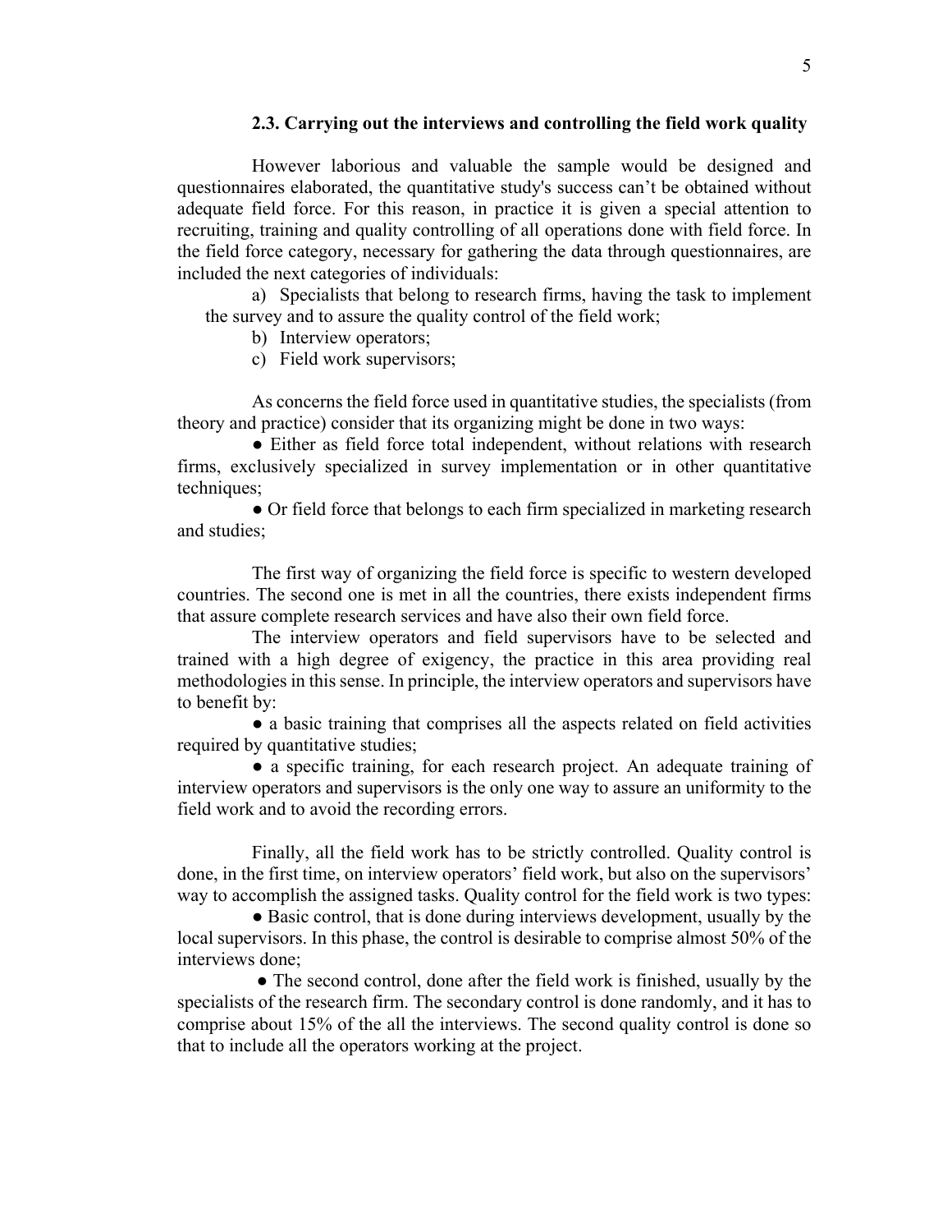### 2.3. Carrying out the interviews and controlling the field work quality

However laborious and valuable the sample would be designed and questionnaires elaborated, the quantitative study's success can't be obtained without adequate field force. For this reason, in practice it is given a special attention to recruiting, training and quality controlling of all operations done with field force. In the field force category, necessary for gathering the data through questionnaires, are included the next categories of individuals:

a) Specialists that belong to research firms, having the task to implement the survey and to assure the quality control of the field work;
b) Interview operators;
c) Field work supervisors;

As concerns the field force used in quantitative studies, the specialists (from theory and practice) consider that its organizing might be done in two ways:

● Either as field force total independent, without relations with research firms, exclusively specialized in survey implementation or in other quantitative techniques;

● Or field force that belongs to each firm specialized in marketing research and studies;

The first way of organizing the field force is specific to western developed countries. The second one is met in all the countries, there exists independent firms that assure complete research services and have also their own field force.

The interview operators and field supervisors have to be selected and trained with a high degree of exigency, the practice in this area providing real methodologies in this sense. In principle, the interview operators and supervisors have to benefit by:

● a basic training that comprises all the aspects related on field activities required by quantitative studies;

● a specific training, for each research project. An adequate training of interview operators and supervisors is the only one way to assure an uniformity to the field work and to avoid the recording errors.

Finally, all the field work has to be strictly controlled. Quality control is done, in the first time, on interview operators' field work, but also on the supervisors' way to accomplish the assigned tasks. Quality control for the field work is two types:

● Basic control, that is done during interviews development, usually by the local supervisors. In this phase, the control is desirable to comprise almost 50% of the interviews done;

● The second control, done after the field work is finished, usually by the specialists of the research firm. The secondary control is done randomly, and it has to comprise about 15% of the all the interviews. The second quality control is done so that to include all the operators working at the project.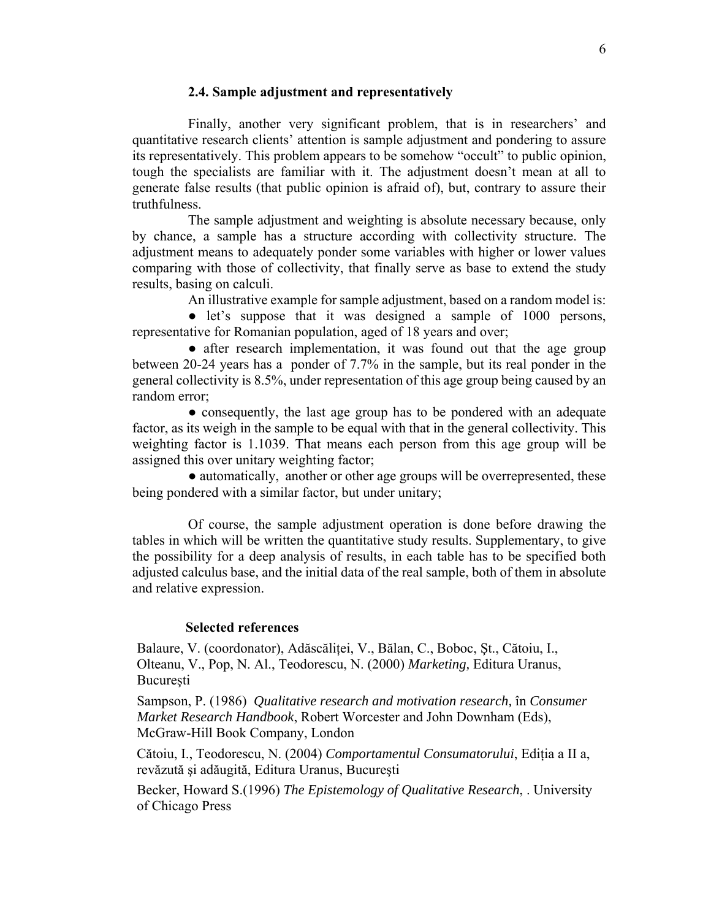### 2.4. Sample adjustment and representatively

Finally, another very significant problem, that is in researchers' and quantitative research clients' attention is sample adjustment and pondering to assure its representatively. This problem appears to be somehow "occult" to public opinion, tough the specialists are familiar with it. The adjustment doesn't mean at all to generate false results (that public opinion is afraid of), but, contrary to assure their truthfulness.

The sample adjustment and weighting is absolute necessary because, only by chance, a sample has a structure according with collectivity structure. The adjustment means to adequately ponder some variables with higher or lower values comparing with those of collectivity, that finally serve as base to extend the study results, basing on calculi.

An illustrative example for sample adjustment, based on a random model is:

- let's suppose that it was designed a sample of 1000 persons, representative for Romanian population, aged of 18 years and over;
- after research implementation, it was found out that the age group between 20-24 years has a ponder of 7.7% in the sample, but its real ponder in the general collectivity is 8.5%, under representation of this age group being caused by an random error;
- consequently, the last age group has to be pondered with an adequate factor, as its weigh in the sample to be equal with that in the general collectivity. This weighting factor is 1.1039. That means each person from this age group will be assigned this over unitary weighting factor;
- automatically, another or other age groups will be overrepresented, these being pondered with a similar factor, but under unitary;

Of course, the sample adjustment operation is done before drawing the tables in which will be written the quantitative study results. Supplementary, to give the possibility for a deep analysis of results, in each table has to be specified both adjusted calculus base, and the initial data of the real sample, both of them in absolute and relative expression.

### Selected references

Balaure, V. (coordonator), Adăscăliței, V., Bălan, C., Boboc, Şt., Cătoiu, I., Olteanu, V., Pop, N. Al., Teodorescu, N. (2000) *Marketing,* Editura Uranus, Bucureşti

Sampson, P. (1986) *Qualitative research and motivation research,* în *Consumer Market Research Handbook*, Robert Worcester and John Downham (Eds), McGraw-Hill Book Company, London

Cătoiu, I., Teodorescu, N. (2004) *Comportamentul Consumatorului*, Ediția a II a, revăzută şi adăugită, Editura Uranus, Bucureşti

Becker, Howard S.(1996) *The Epistemology of Qualitative Research*, . University of Chicago Press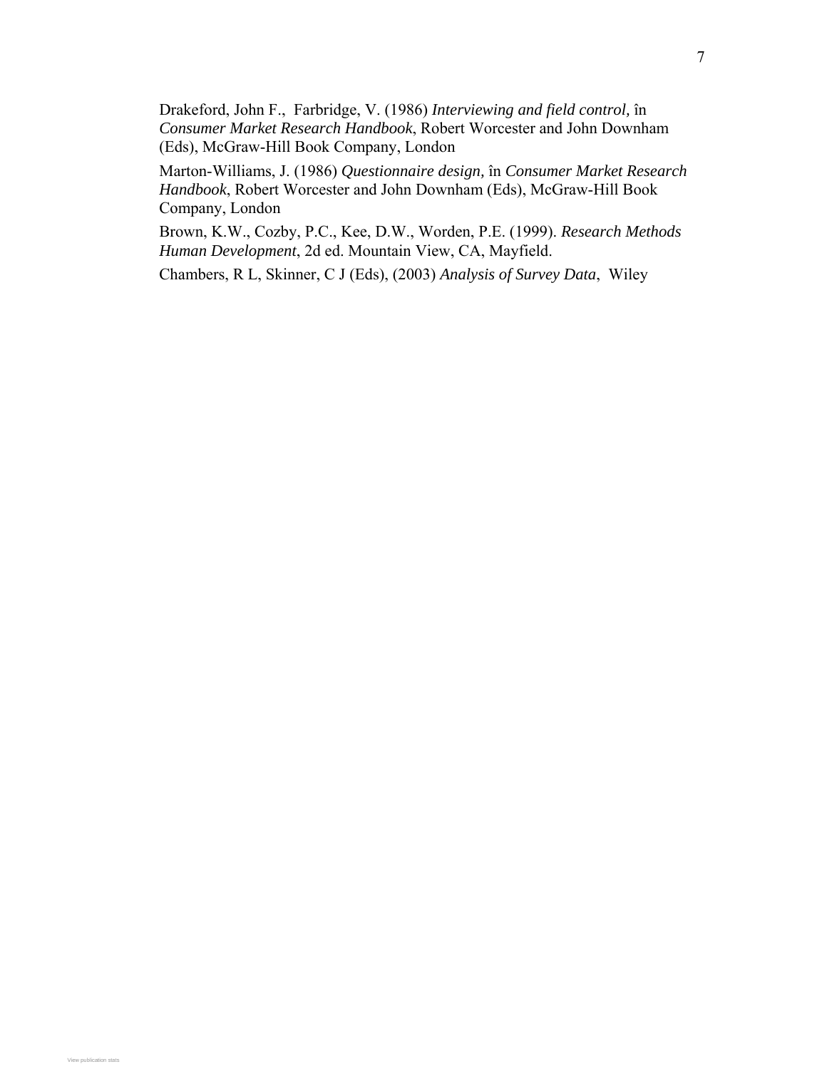Drakeford, John F., Farbridge, V. (1986) *Interviewing and field control,* în *Consumer Market Research Handbook*, Robert Worcester and John Downham (Eds), McGraw-Hill Book Company, London

Marton-Williams, J. (1986) *Questionnaire design,* în *Consumer Market Research Handbook*, Robert Worcester and John Downham (Eds), McGraw-Hill Book Company, London

Brown, K.W., Cozby, P.C., Kee, D.W., Worden, P.E. (1999). *Research Methods Human Development*, 2d ed. Mountain View, CA, Mayfield.

Chambers, R L, Skinner, C J (Eds), (2003) *Analysis of Survey Data*, Wiley